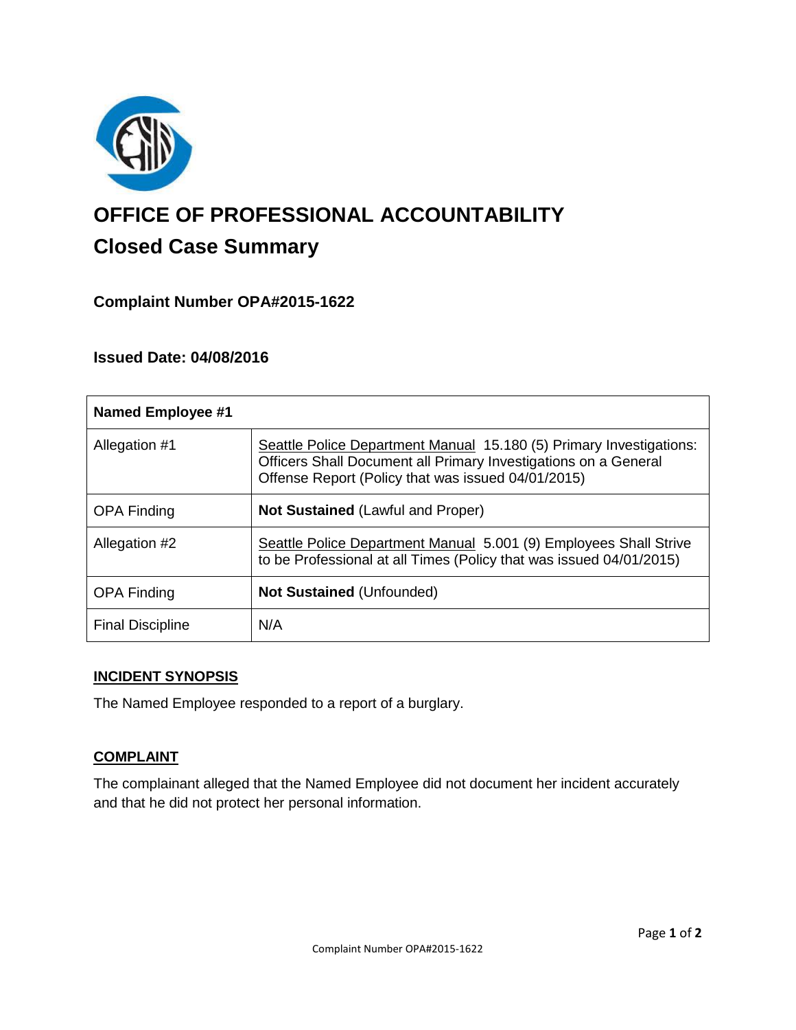# OFFICE OF PROFESSIONAL ACCOUNTABILITY

## Closed Case Summary

### Complaint Number OPA#2015-1622

### Issued Date: 04/08/2016

| **Named Employee #1** | |
|---|---|
| Allegation #1 | Seattle Police Department Manual 15.180 (5) Primary Investigations: Officers Shall Document all Primary Investigations on a General Offense Report (Policy that was issued 04/01/2015) |
| OPA Finding | **Not Sustained** (Lawful and Proper) |
| Allegation #2 | Seattle Police Department Manual 5.001 (9) Employees Shall Strive to be Professional at all Times (Policy that was issued 04/01/2015) |
| OPA Finding | **Not Sustained** (Unfounded) |
| Final Discipline | N/A |

**INCIDENT SYNOPSIS**

The Named Employee responded to a report of a burglary.

**COMPLAINT**

The complainant alleged that the Named Employee did not document her incident accurately and that he did not protect her personal information.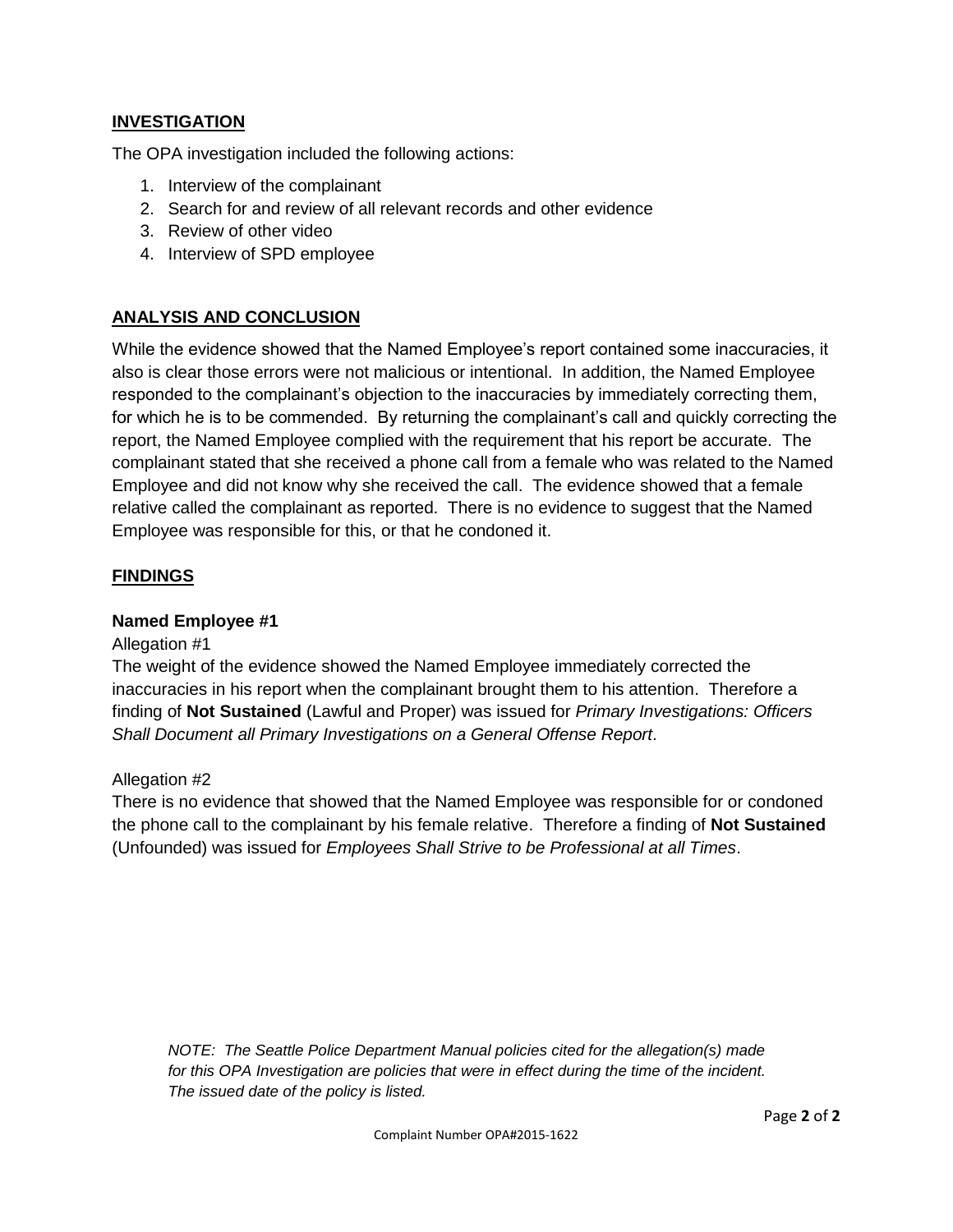## INVESTIGATION

The OPA investigation included the following actions:

1. Interview of the complainant
2. Search for and review of all relevant records and other evidence
3. Review of other video
4. Interview of SPD employee

## ANALYSIS AND CONCLUSION

While the evidence showed that the Named Employee's report contained some inaccuracies, it also is clear those errors were not malicious or intentional. In addition, the Named Employee responded to the complainant's objection to the inaccuracies by immediately correcting them, for which he is to be commended. By returning the complainant's call and quickly correcting the report, the Named Employee complied with the requirement that his report be accurate. The complainant stated that she received a phone call from a female who was related to the Named Employee and did not know why she received the call. The evidence showed that a female relative called the complainant as reported. There is no evidence to suggest that the Named Employee was responsible for this, or that he condoned it.

## FINDINGS

### Named Employee #1

Allegation #1

The weight of the evidence showed the Named Employee immediately corrected the inaccuracies in his report when the complainant brought them to his attention. Therefore a finding of **Not Sustained** (Lawful and Proper) was issued for *Primary Investigations: Officers Shall Document all Primary Investigations on a General Offense Report*.

Allegation #2

There is no evidence that showed that the Named Employee was responsible for or condoned the phone call to the complainant by his female relative. Therefore a finding of **Not Sustained** (Unfounded) was issued for *Employees Shall Strive to be Professional at all Times*.

*NOTE: The Seattle Police Department Manual policies cited for the allegation(s) made for this OPA Investigation are policies that were in effect during the time of the incident. The issued date of the policy is listed.*

Complaint Number OPA#2015-1622